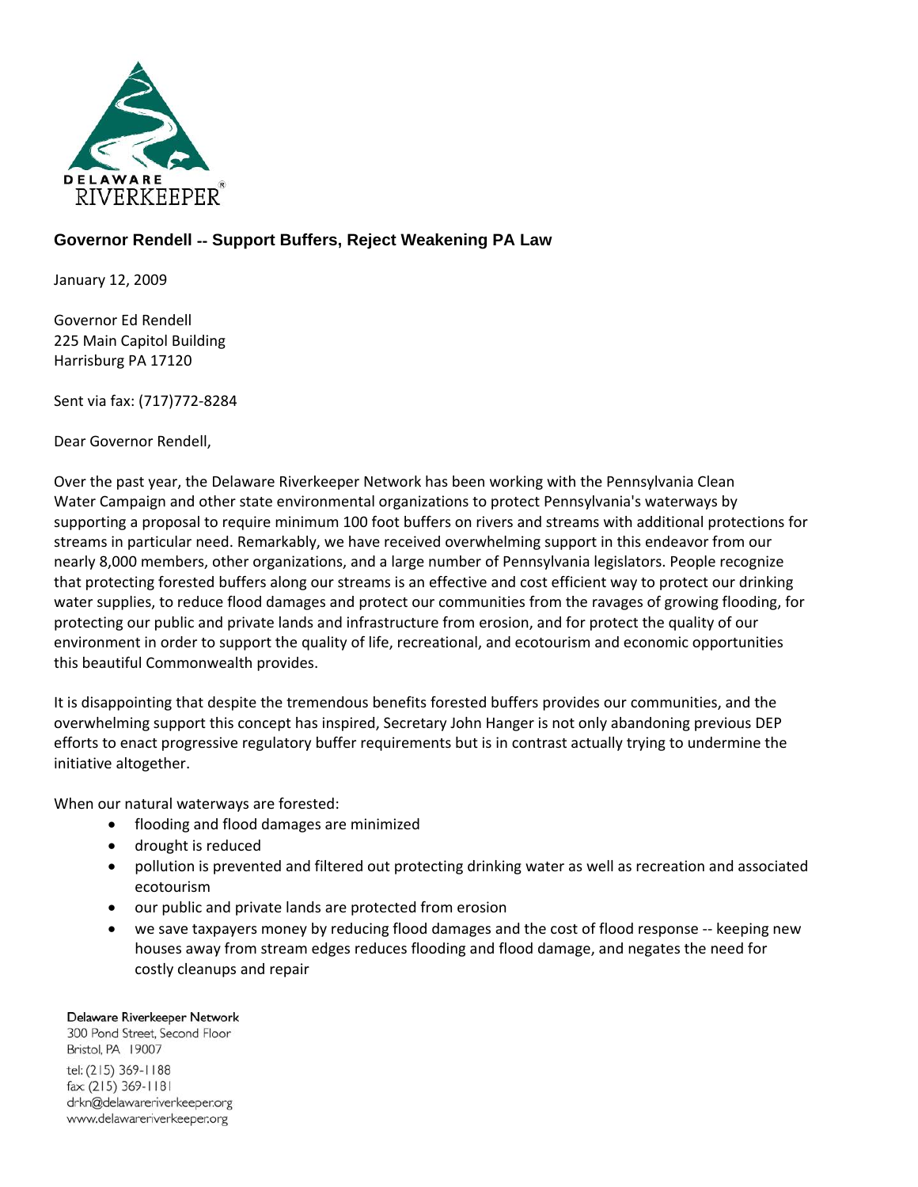DELAWARE RIVERKEEPER®

## Governor Rendell -- Support Buffers, Reject Weakening PA Law

January 12, 2009

Governor Ed Rendell
225 Main Capitol Building
Harrisburg PA 17120

Sent via fax: (717)772-8284

Dear Governor Rendell,

Over the past year, the Delaware Riverkeeper Network has been working with the Pennsylvania Clean Water Campaign and other state environmental organizations to protect Pennsylvania's waterways by supporting a proposal to require minimum 100 foot buffers on rivers and streams with additional protections for streams in particular need. Remarkably, we have received overwhelming support in this endeavor from our nearly 8,000 members, other organizations, and a large number of Pennsylvania legislators. People recognize that protecting forested buffers along our streams is an effective and cost efficient way to protect our drinking water supplies, to reduce flood damages and protect our communities from the ravages of growing flooding, for protecting our public and private lands and infrastructure from erosion, and for protect the quality of our environment in order to support the quality of life, recreational, and ecotourism and economic opportunities this beautiful Commonwealth provides.

It is disappointing that despite the tremendous benefits forested buffers provides our communities, and the overwhelming support this concept has inspired, Secretary John Hanger is not only abandoning previous DEP efforts to enact progressive regulatory buffer requirements but is in contrast actually trying to undermine the initiative altogether.

When our natural waterways are forested:

- flooding and flood damages are minimized
- drought is reduced
- pollution is prevented and filtered out protecting drinking water as well as recreation and associated ecotourism
- our public and private lands are protected from erosion
- we save taxpayers money by reducing flood damages and the cost of flood response -- keeping new houses away from stream edges reduces flooding and flood damage, and negates the need for costly cleanups and repair

Delaware Riverkeeper Network
300 Pond Street, Second Floor
Bristol, PA 19007
tel: (215) 369-1188
fax: (215) 369-1181
drkn@delawareriverkeeper.org
www.delawareriverkeeper.org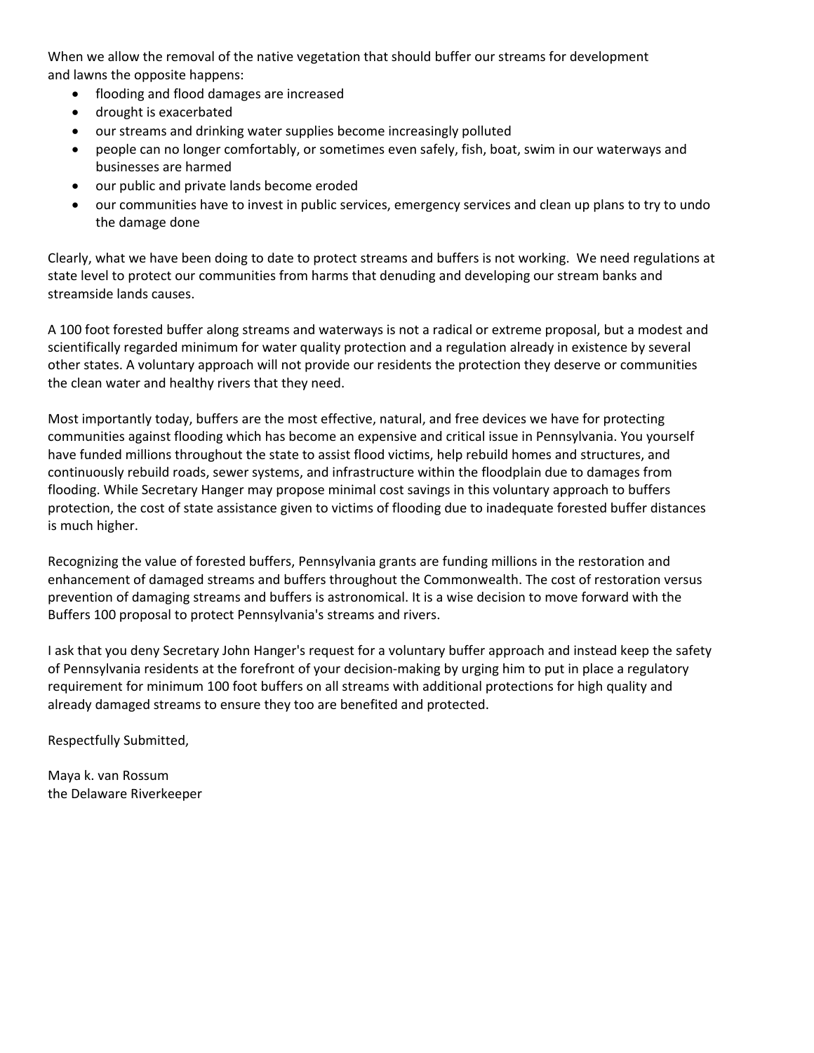When we allow the removal of the native vegetation that should buffer our streams for development and lawns the opposite happens:

- flooding and flood damages are increased
- drought is exacerbated
- our streams and drinking water supplies become increasingly polluted
- people can no longer comfortably, or sometimes even safely, fish, boat, swim in our waterways and businesses are harmed
- our public and private lands become eroded
- our communities have to invest in public services, emergency services and clean up plans to try to undo the damage done

Clearly, what we have been doing to date to protect streams and buffers is not working. We need regulations at state level to protect our communities from harms that denuding and developing our stream banks and streamside lands causes.

A 100 foot forested buffer along streams and waterways is not a radical or extreme proposal, but a modest and scientifically regarded minimum for water quality protection and a regulation already in existence by several other states. A voluntary approach will not provide our residents the protection they deserve or communities the clean water and healthy rivers that they need.

Most importantly today, buffers are the most effective, natural, and free devices we have for protecting communities against flooding which has become an expensive and critical issue in Pennsylvania. You yourself have funded millions throughout the state to assist flood victims, help rebuild homes and structures, and continuously rebuild roads, sewer systems, and infrastructure within the floodplain due to damages from flooding. While Secretary Hanger may propose minimal cost savings in this voluntary approach to buffers protection, the cost of state assistance given to victims of flooding due to inadequate forested buffer distances is much higher.

Recognizing the value of forested buffers, Pennsylvania grants are funding millions in the restoration and enhancement of damaged streams and buffers throughout the Commonwealth. The cost of restoration versus prevention of damaging streams and buffers is astronomical. It is a wise decision to move forward with the Buffers 100 proposal to protect Pennsylvania's streams and rivers.

I ask that you deny Secretary John Hanger's request for a voluntary buffer approach and instead keep the safety of Pennsylvania residents at the forefront of your decision-making by urging him to put in place a regulatory requirement for minimum 100 foot buffers on all streams with additional protections for high quality and already damaged streams to ensure they too are benefited and protected.

Respectfully Submitted,

Maya k. van Rossum
the Delaware Riverkeeper